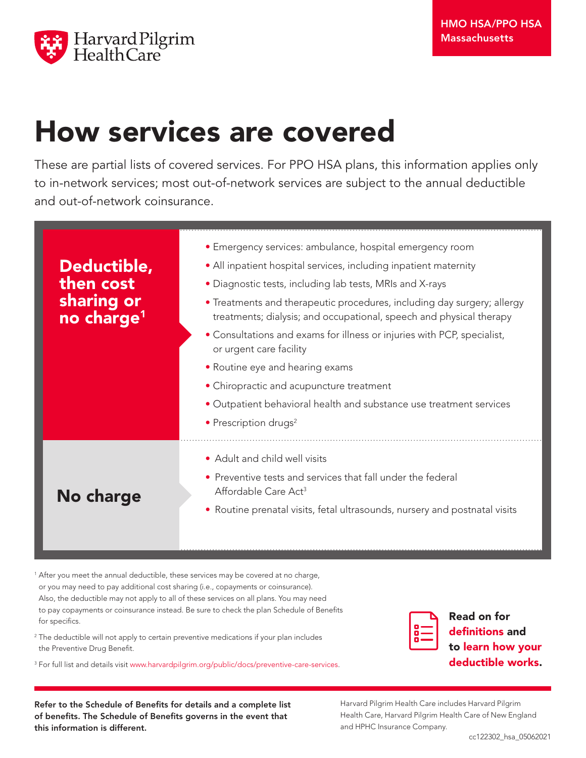HMO HSA/PPO HSA
Massachusetts

# How services are covered

These are partial lists of covered services. For PPO HSA plans, this information applies only to in-network services; most out-of-network services are subject to the annual deductible and out-of-network coinsurance.

## Deductible, then cost sharing or no charge[1]

- Emergency services: ambulance, hospital emergency room
- All inpatient hospital services, including inpatient maternity
- Diagnostic tests, including lab tests, MRIs and X-rays
- Treatments and therapeutic procedures, including day surgery; allergy treatments; dialysis; and occupational, speech and physical therapy
- Consultations and exams for illness or injuries with PCP, specialist, or urgent care facility
- Routine eye and hearing exams
- Chiropractic and acupuncture treatment
- Outpatient behavioral health and substance use treatment services
- Prescription drugs[2]

## No charge

- Adult and child well visits
- Preventive tests and services that fall under the federal Affordable Care Act[3]
- Routine prenatal visits, fetal ultrasounds, nursery and postnatal visits

[1] After you meet the annual deductible, these services may be covered at no charge, or you may need to pay additional cost sharing (i.e., copayments or coinsurance). Also, the deductible may not apply to all of these services on all plans. You may need to pay copayments or coinsurance instead. Be sure to check the plan Schedule of Benefits for specifics.

[2] The deductible will not apply to certain preventive medications if your plan includes the Preventive Drug Benefit.

[3] For full list and details visit www.harvardpilgrim.org/public/docs/preventive-care-services.

**Read on for definitions and to learn how your deductible works.**

**Refer to the Schedule of Benefits for details and a complete list of benefits. The Schedule of Benefits governs in the event that this information is different.**

Harvard Pilgrim Health Care includes Harvard Pilgrim Health Care, Harvard Pilgrim Health Care of New England and HPHC Insurance Company.

cc122302_hsa_05062021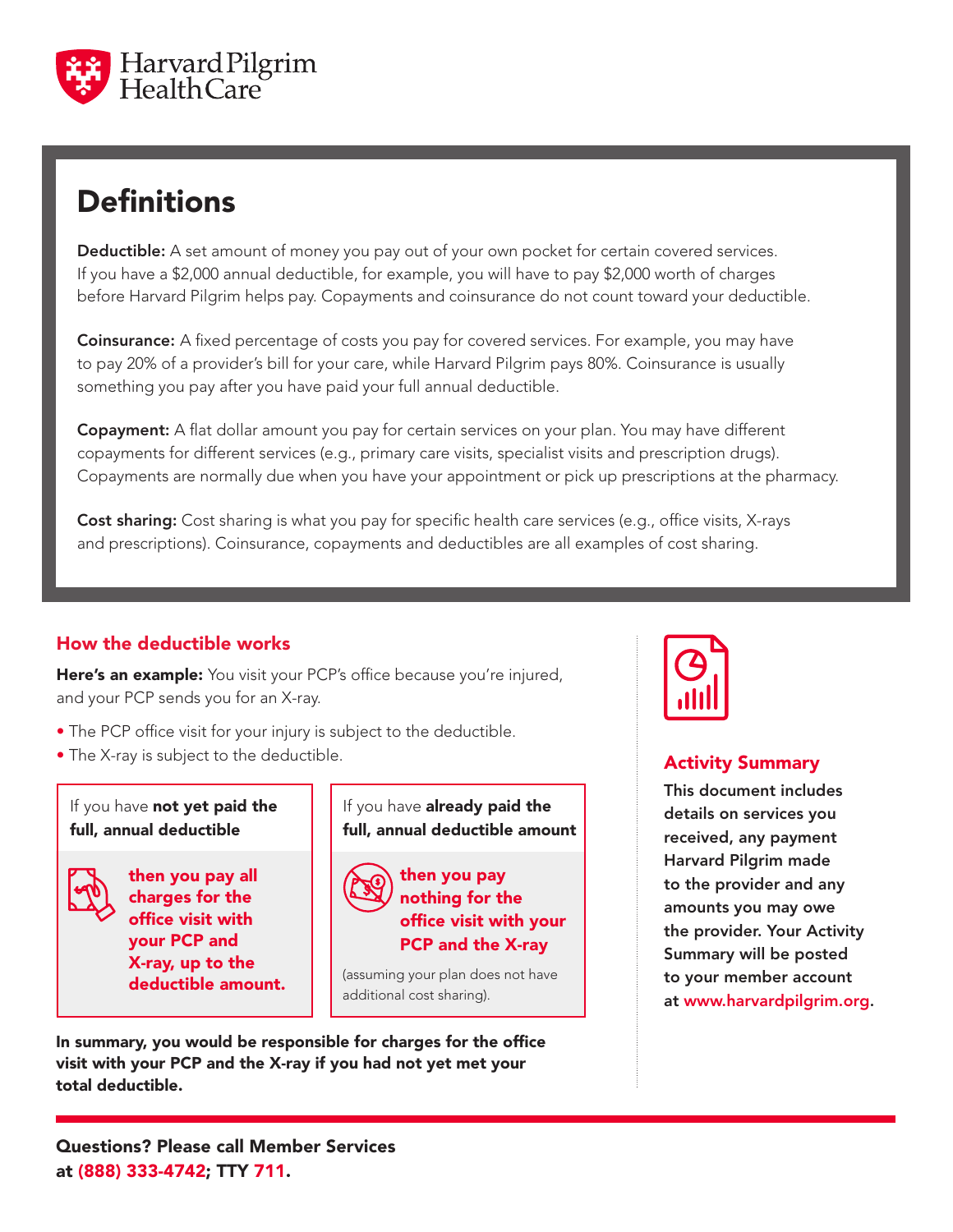Harvard Pilgrim Health Care

# Definitions

**Deductible:** A set amount of money you pay out of your own pocket for certain covered services. If you have a $2,000 annual deductible, for example, you will have to pay $2,000 worth of charges before Harvard Pilgrim helps pay. Copayments and coinsurance do not count toward your deductible.

**Coinsurance:** A fixed percentage of costs you pay for covered services. For example, you may have to pay 20% of a provider's bill for your care, while Harvard Pilgrim pays 80%. Coinsurance is usually something you pay after you have paid your full annual deductible.

**Copayment:** A flat dollar amount you pay for certain services on your plan. You may have different copayments for different services (e.g., primary care visits, specialist visits and prescription drugs). Copayments are normally due when you have your appointment or pick up prescriptions at the pharmacy.

**Cost sharing:** Cost sharing is what you pay for specific health care services (e.g., office visits, X-rays and prescriptions). Coinsurance, copayments and deductibles are all examples of cost sharing.

## How the deductible works

**Here's an example:** You visit your PCP's office because you're injured, and your PCP sends you for an X-ray.

- The PCP office visit for your injury is subject to the deductible.
- The X-ray is subject to the deductible.

If you have **not yet paid the full, annual deductible**

**then you pay all charges for the office visit with your PCP and X-ray, up to the deductible amount.**

If you have **already paid the full, annual deductible amount**

**then you pay nothing for the office visit with your PCP and the X-ray**

(assuming your plan does not have additional cost sharing).

**In summary, you would be responsible for charges for the office visit with your PCP and the X-ray if you had not yet met your total deductible.**

## Activity Summary

**This document includes details on services you received, any payment Harvard Pilgrim made to the provider and any amounts you may owe the provider. Your Activity Summary will be posted to your member account at www.harvardpilgrim.org.**

**Questions? Please call Member Services at (888) 333-4742; TTY 711.**